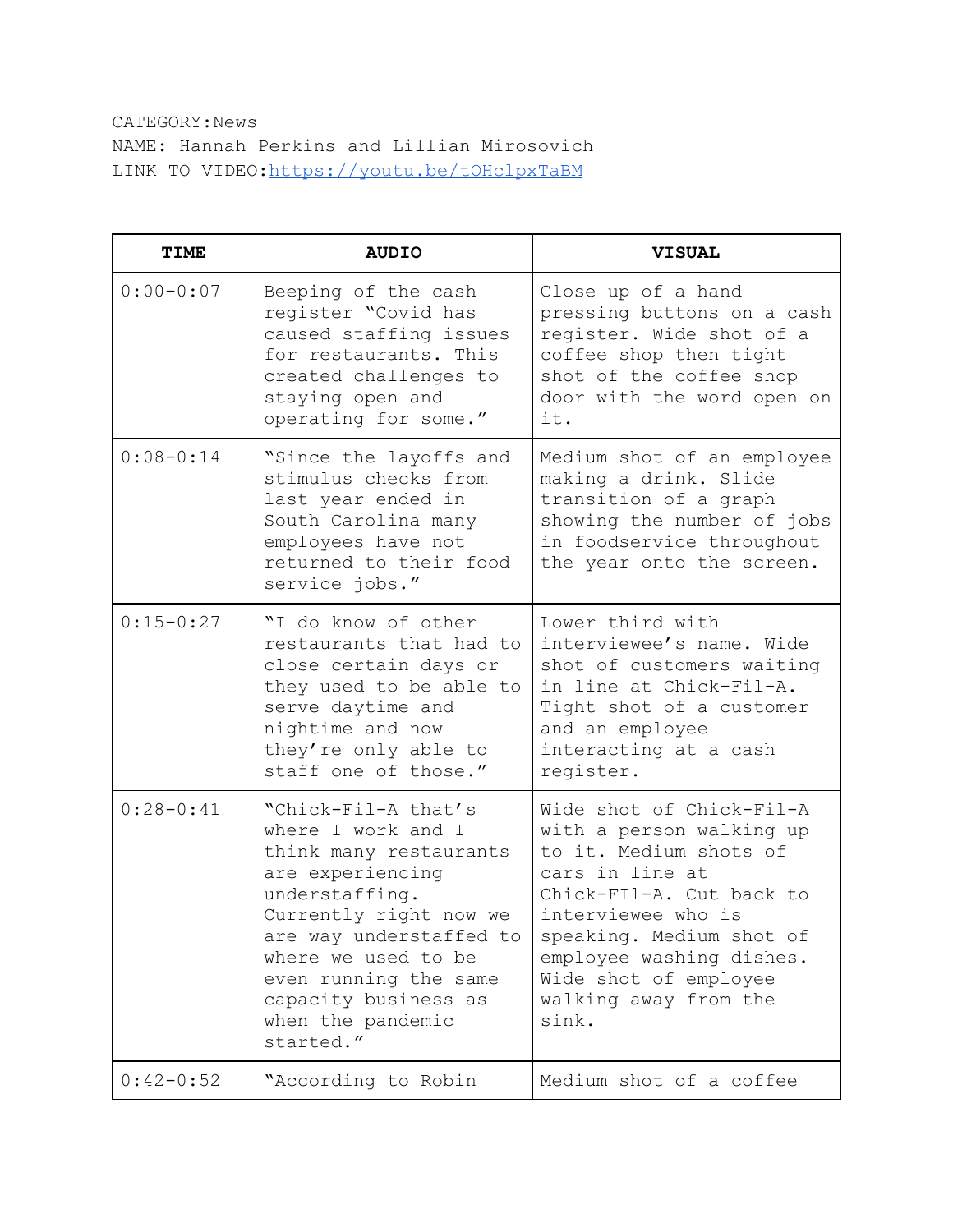CATEGORY:News
NAME: Hannah Perkins and Lillian Mirosovich
LINK TO VIDEO:[https://youtu.be/tOHclpxTaBM](https://youtu.be/tOHclpxTaBM)

| TIME | AUDIO | VISUAL |
|---|---|---|
| 0:00-0:07 | Beeping of the cash register "Covid has caused staffing issues for restaurants. This created challenges to staying open and operating for some." | Close up of a hand pressing buttons on a cash register. Wide shot of a coffee shop then tight shot of the coffee shop door with the word open on it. |
| 0:08-0:14 | "Since the layoffs and stimulus checks from last year ended in South Carolina many employees have not returned to their food service jobs." | Medium shot of an employee making a drink. Slide transition of a graph showing the number of jobs in foodservice throughout the year onto the screen. |
| 0:15-0:27 | "I do know of other restaurants that had to close certain days or they used to be able to serve daytime and nighttime and now they're only able to staff one of those." | Lower third with interviewee's name. Wide shot of customers waiting in line at Chick-Fil-A. Tight shot of a customer and an employee interacting at a cash register. |
| 0:28-0:41 | "Chick-Fil-A that's where I work and I think many restaurants are experiencing understaffing. Currently right now we are way understaffed to where we used to be even running the same capacity business as when the pandemic started." | Wide shot of Chick-Fil-A with a person walking up to it. Medium shots of cars in line at Chick-FIl-A. Cut back to interviewee who is speaking. Medium shot of employee washing dishes. Wide shot of employee walking away from the sink. |
| 0:42-0:52 | "According to Robin | Medium shot of a coffee |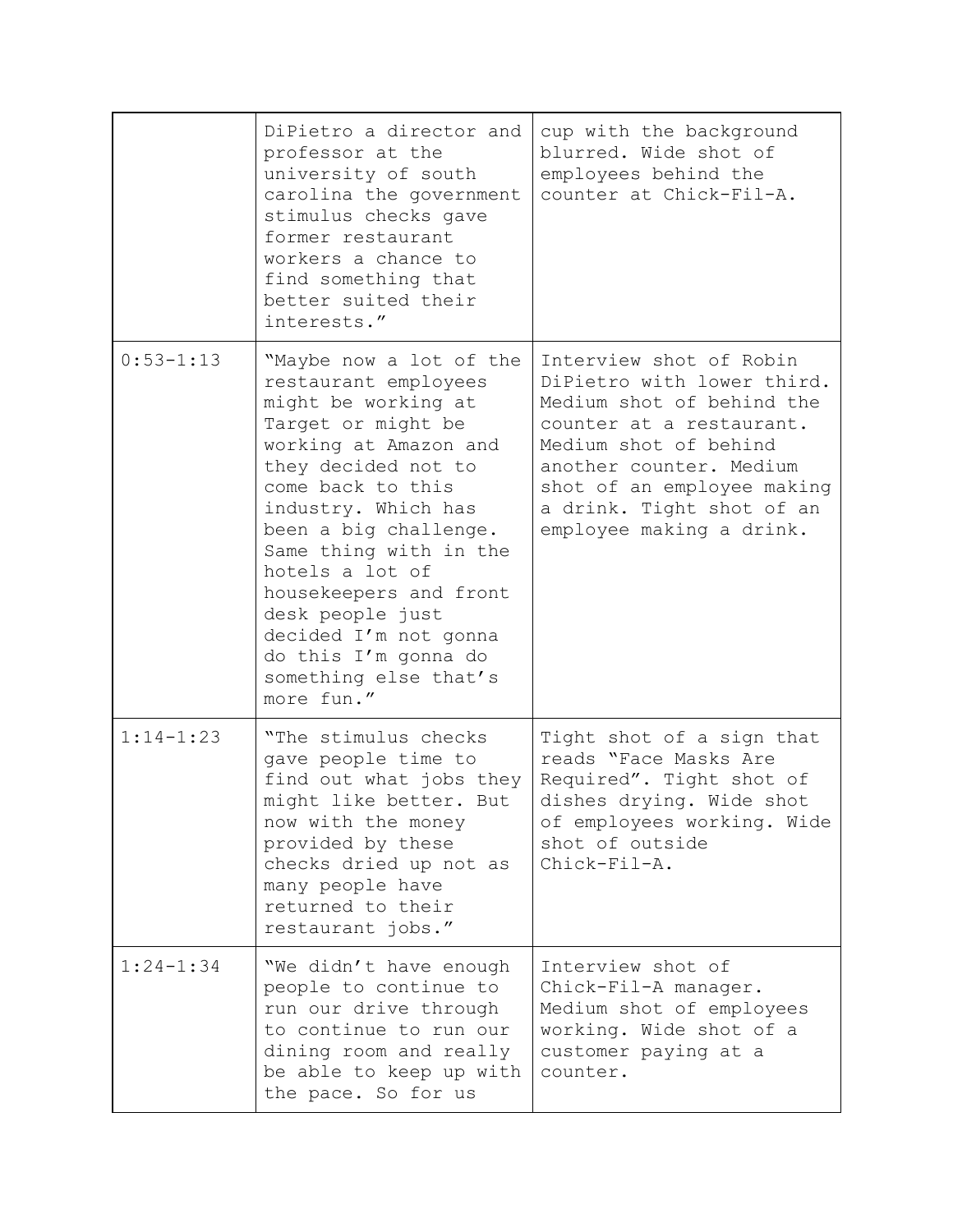|  |  |  |
| --- | --- | --- |
|  | DiPietro a director and professor at the university of south carolina the government stimulus checks gave former restaurant workers a chance to find something that better suited their interests." | cup with the background blurred. Wide shot of employees behind the counter at Chick-Fil-A. |
| 0:53-1:13 | "Maybe now a lot of the restaurant employees might be working at Target or might be working at Amazon and they decided not to come back to this industry. Which has been a big challenge. Same thing with in the hotels a lot of housekeepers and front desk people just decided I'm not gonna do this I'm gonna do something else that's more fun." | Interview shot of Robin DiPietro with lower third. Medium shot of behind the counter at a restaurant. Medium shot of behind another counter. Medium shot of an employee making a drink. Tight shot of an employee making a drink. |
| 1:14-1:23 | "The stimulus checks gave people time to find out what jobs they might like better. But now with the money provided by these checks dried up not as many people have returned to their restaurant jobs." | Tight shot of a sign that reads "Face Masks Are Required". Tight shot of dishes drying. Wide shot of employees working. Wide shot of outside Chick-Fil-A. |
| 1:24-1:34 | "We didn't have enough people to continue to run our drive through to continue to run our dining room and really be able to keep up with the pace. So for us | Interview shot of Chick-Fil-A manager. Medium shot of employees working. Wide shot of a customer paying at a counter. |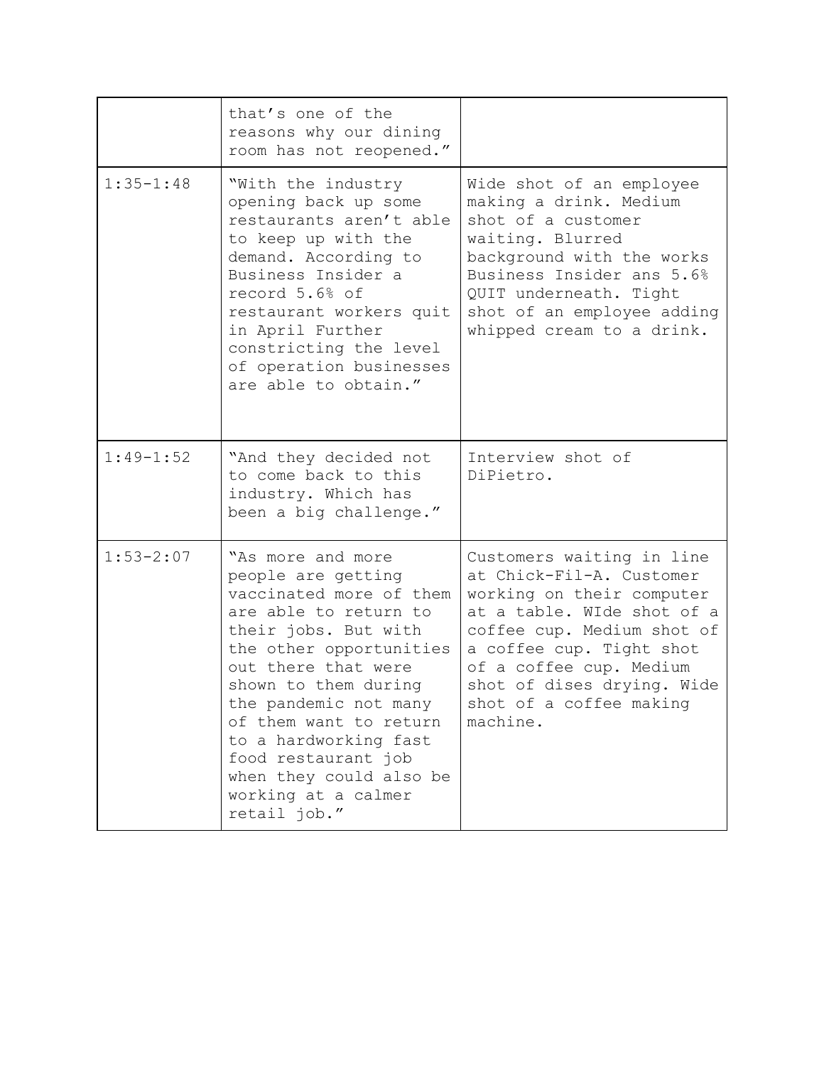| | | |
|---|---|---|
| | that's one of the reasons why our dining room has not reopened." | |
| 1:35-1:48 | "With the industry opening back up some restaurants aren't able to keep up with the demand. According to Business Insider a record 5.6% of restaurant workers quit in April Further constricting the level of operation businesses are able to obtain." | Wide shot of an employee making a drink. Medium shot of a customer waiting. Blurred background with the works Business Insider ans 5.6% QUIT underneath. Tight shot of an employee adding whipped cream to a drink. |
| 1:49-1:52 | "And they decided not to come back to this industry. Which has been a big challenge." | Interview shot of DiPietro. |
| 1:53-2:07 | "As more and more people are getting vaccinated more of them are able to return to their jobs. But with the other opportunities out there that were shown to them during the pandemic not many of them want to return to a hardworking fast food restaurant job when they could also be working at a calmer retail job." | Customers waiting in line at Chick-Fil-A. Customer working on their computer at a table. WIde shot of a coffee cup. Medium shot of a coffee cup. Tight shot of a coffee cup. Medium shot of dises drying. Wide shot of a coffee making machine. |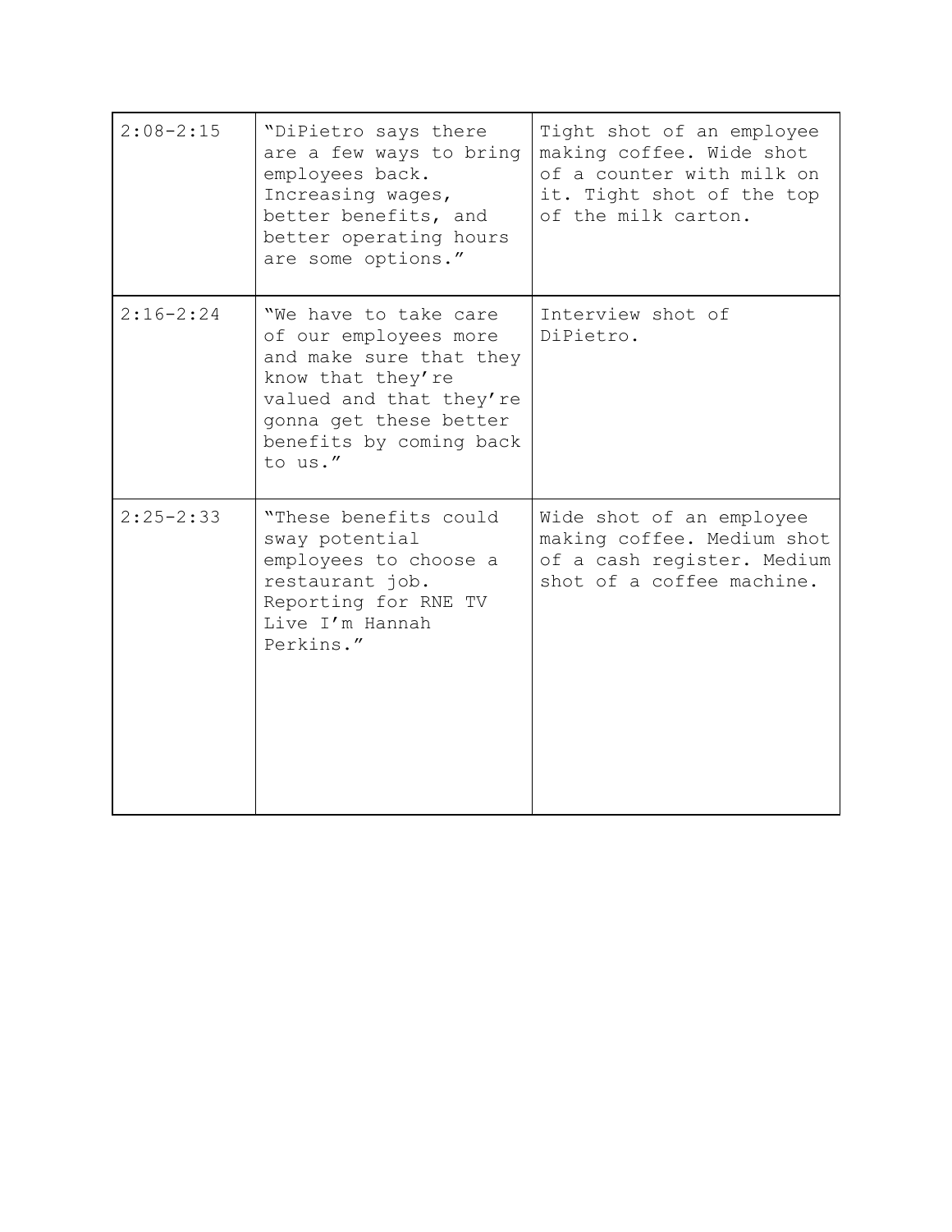| | | |
|---|---|---|
| 2:08-2:15 | "DiPietro says there are a few ways to bring employees back. Increasing wages, better benefits, and better operating hours are some options." | Tight shot of an employee making coffee. Wide shot of a counter with milk on it. Tight shot of the top of the milk carton. |
| 2:16-2:24 | "We have to take care of our employees more and make sure that they know that they're valued and that they're gonna get these better benefits by coming back to us." | Interview shot of DiPietro. |
| 2:25-2:33 | "These benefits could sway potential employees to choose a restaurant job. Reporting for RNE TV Live I'm Hannah Perkins." | Wide shot of an employee making coffee. Medium shot of a cash register. Medium shot of a coffee machine. |